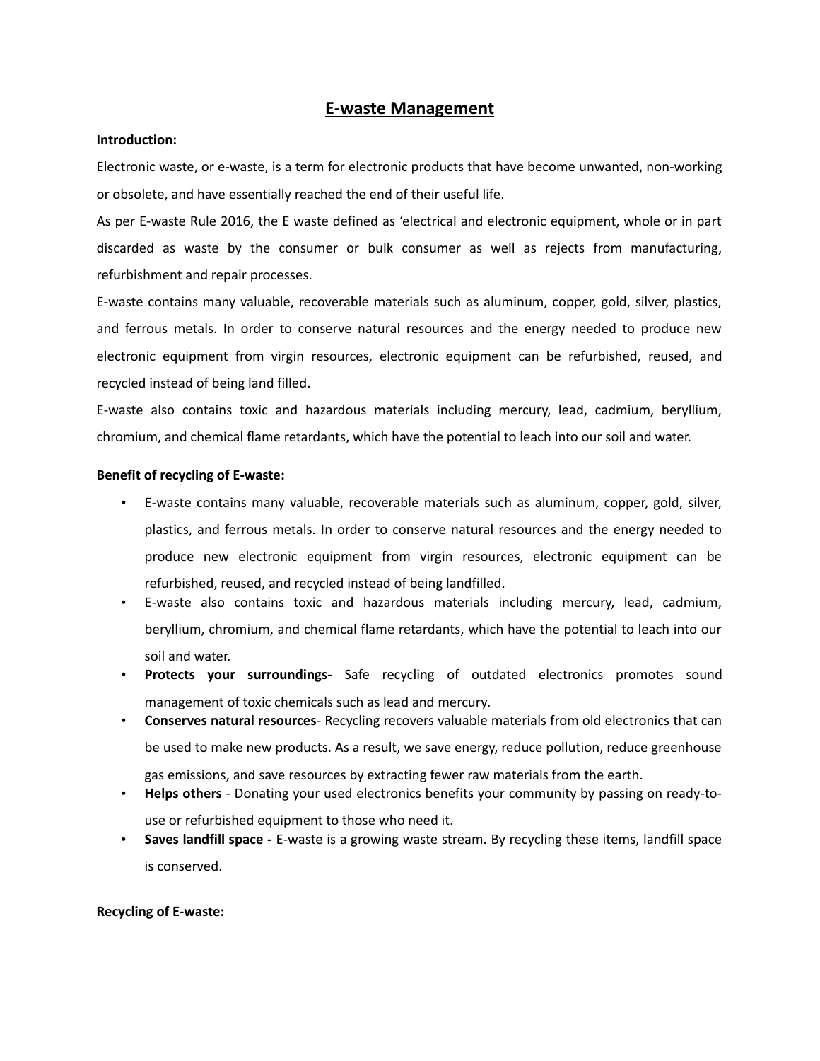# E-waste Management

**Introduction:**

Electronic waste, or e-waste, is a term for electronic products that have become unwanted, non-working or obsolete, and have essentially reached the end of their useful life.

As per E-waste Rule 2016, the E waste defined as 'electrical and electronic equipment, whole or in part discarded as waste by the consumer or bulk consumer as well as rejects from manufacturing, refurbishment and repair processes.

E-waste contains many valuable, recoverable materials such as aluminum, copper, gold, silver, plastics, and ferrous metals. In order to conserve natural resources and the energy needed to produce new electronic equipment from virgin resources, electronic equipment can be refurbished, reused, and recycled instead of being land filled.

E-waste also contains toxic and hazardous materials including mercury, lead, cadmium, beryllium, chromium, and chemical flame retardants, which have the potential to leach into our soil and water.

**Benefit of recycling of E-waste:**

- E-waste contains many valuable, recoverable materials such as aluminum, copper, gold, silver, plastics, and ferrous metals. In order to conserve natural resources and the energy needed to produce new electronic equipment from virgin resources, electronic equipment can be refurbished, reused, and recycled instead of being landfilled.
- E-waste also contains toxic and hazardous materials including mercury, lead, cadmium, beryllium, chromium, and chemical flame retardants, which have the potential to leach into our soil and water.
- **Protects your surroundings-** Safe recycling of outdated electronics promotes sound management of toxic chemicals such as lead and mercury.
- **Conserves natural resources**- Recycling recovers valuable materials from old electronics that can be used to make new products. As a result, we save energy, reduce pollution, reduce greenhouse gas emissions, and save resources by extracting fewer raw materials from the earth.
- **Helps others** - Donating your used electronics benefits your community by passing on ready-to-use or refurbished equipment to those who need it.
- **Saves landfill space -** E-waste is a growing waste stream. By recycling these items, landfill space is conserved.

**Recycling of E-waste:**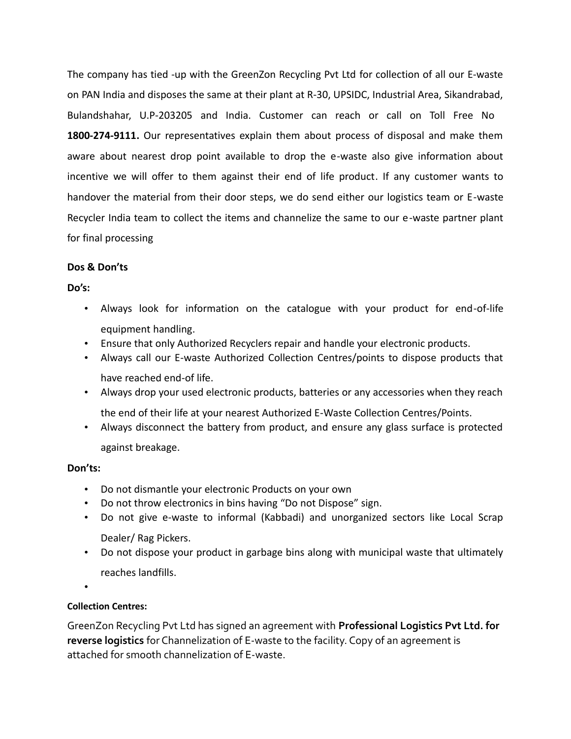The company has tied -up with the GreenZon Recycling Pvt Ltd for collection of all our E-waste on PAN India and disposes the same at their plant at R-30, UPSIDC, Industrial Area, Sikandrabad, Bulandshahar, U.P-203205 and India. Customer can reach or call on Toll Free No **1800-274-9111.** Our representatives explain them about process of disposal and make them aware about nearest drop point available to drop the e-waste also give information about incentive we will offer to them against their end of life product. If any customer wants to handover the material from their door steps, we do send either our logistics team or E-waste Recycler India team to collect the items and channelize the same to our e-waste partner plant for final processing

**Dos & Don'ts**

**Do's:**

- Always look for information on the catalogue with your product for end-of-life equipment handling.
- Ensure that only Authorized Recyclers repair and handle your electronic products.
- Always call our E-waste Authorized Collection Centres/points to dispose products that have reached end-of life.
- Always drop your used electronic products, batteries or any accessories when they reach the end of their life at your nearest Authorized E-Waste Collection Centres/Points.
- Always disconnect the battery from product, and ensure any glass surface is protected against breakage.

**Don'ts:**

- Do not dismantle your electronic Products on your own
- Do not throw electronics in bins having "Do not Dispose" sign.
- Do not give e-waste to informal (Kabbadi) and unorganized sectors like Local Scrap Dealer/ Rag Pickers.
- Do not dispose your product in garbage bins along with municipal waste that ultimately reaches landfills.

**Collection Centres:**

GreenZon Recycling Pvt Ltd has signed an agreement with **Professional Logistics Pvt Ltd. for reverse logistics** for Channelization of E-waste to the facility. Copy of an agreement is attached for smooth channelization of E-waste.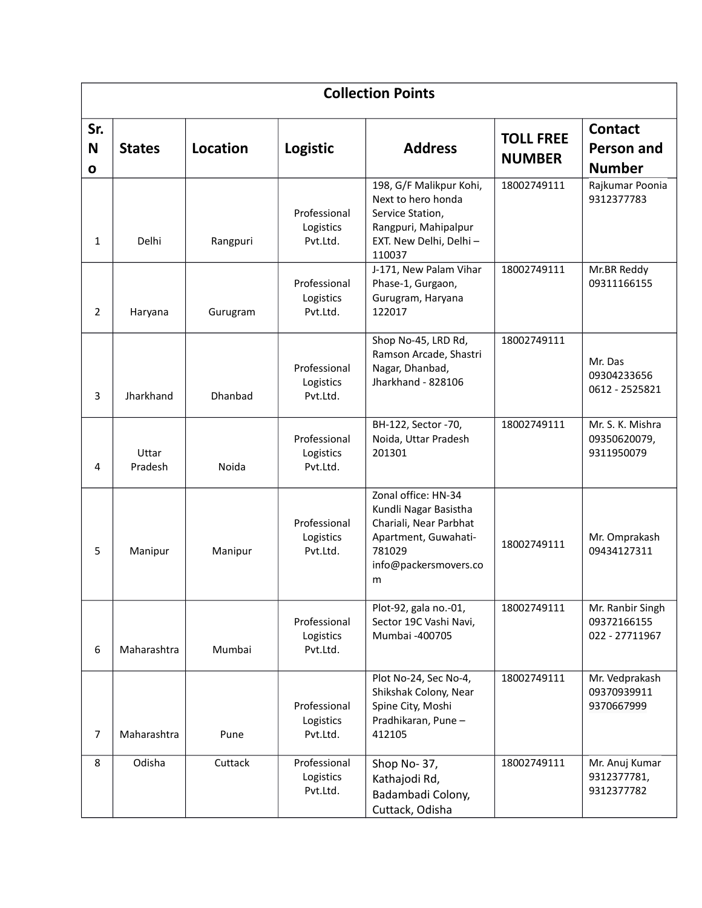| Collection Points | | | | | | |
|---|---|---|---|---|---|---|
| Sr. No | States | Location | Logistic | Address | TOLL FREE NUMBER | Contact Person and Number |
| 1 | Delhi | Rangpuri | Professional Logistics Pvt.Ltd. | 198, G/F Malikpur Kohi, Next to hero honda Service Station, Rangpuri, Mahipalpur EXT. New Delhi, Delhi – 110037 | 18002749111 | Rajkumar Poonia 9312377783 |
| 2 | Haryana | Gurugram | Professional Logistics Pvt.Ltd. | J-171, New Palam Vihar Phase-1, Gurgaon, Gurugram, Haryana 122017 | 18002749111 | Mr.BR Reddy 09311166155 |
| 3 | Jharkhand | Dhanbad | Professional Logistics Pvt.Ltd. | Shop No-45, LRD Rd, Ramson Arcade, Shastri Nagar, Dhanbad, Jharkhand - 828106 | 18002749111 | Mr. Das 09304233656 0612 - 2525821 |
| 4 | Uttar Pradesh | Noida | Professional Logistics Pvt.Ltd. | BH-122, Sector -70, Noida, Uttar Pradesh 201301 | 18002749111 | Mr. S. K. Mishra 09350620079, 9311950079 |
| 5 | Manipur | Manipur | Professional Logistics Pvt.Ltd. | Zonal office: HN-34 Kundli Nagar Basistha Chariali, Near Parbhat Apartment, Guwahati-781029 info@packersmovers.com | 18002749111 | Mr. Omprakash 09434127311 |
| 6 | Maharashtra | Mumbai | Professional Logistics Pvt.Ltd. | Plot-92, gala no.-01, Sector 19C Vashi Navi, Mumbai -400705 | 18002749111 | Mr. Ranbir Singh 09372166155 022 - 27711967 |
| 7 | Maharashtra | Pune | Professional Logistics Pvt.Ltd. | Plot No-24, Sec No-4, Shikshak Colony, Near Spine City, Moshi Pradhikaran, Pune – 412105 | 18002749111 | Mr. Vedprakash 09370939911 9370667999 |
| 8 | Odisha | Cuttack | Professional Logistics Pvt.Ltd. | Shop No- 37, Kathajodi Rd, Badambadi Colony, Cuttack, Odisha | 18002749111 | Mr. Anuj Kumar 9312377781, 9312377782 |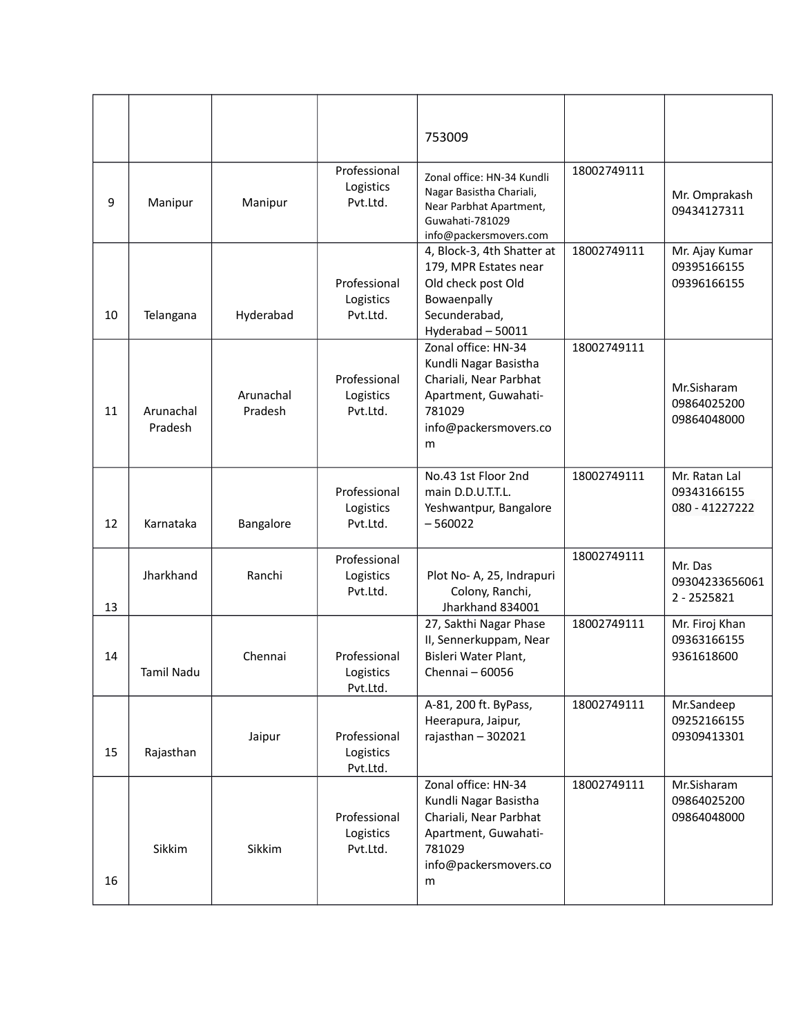|  |  |  |  |  |  |  |
|---|---|---|---|---|---|---|
|  |  |  |  | 753009 |  |  |
| 9 | Manipur | Manipur | Professional Logistics Pvt.Ltd. | Zonal office: HN-34 Kundli Nagar Basistha Chariali, Near Parbhat Apartment, Guwahati-781029 info@packersmovers.com | 18002749111 | Mr. Omprakash 09434127311 |
| 10 | Telangana | Hyderabad | Professional Logistics Pvt.Ltd. | 4, Block-3, 4th Shatter at 179, MPR Estates near Old check post Old Bowaenpally Secunderabad, Hyderabad – 50011 | 18002749111 | Mr. Ajay Kumar 09395166155 09396166155 |
| 11 | Arunachal Pradesh | Arunachal Pradesh | Professional Logistics Pvt.Ltd. | Zonal office: HN-34 Kundli Nagar Basistha Chariali, Near Parbhat Apartment, Guwahati-781029 info@packersmovers.com | 18002749111 | Mr.Sisharam 09864025200 09864048000 |
| 12 | Karnataka | Bangalore | Professional Logistics Pvt.Ltd. | No.43 1st Floor 2nd main D.D.U.T.T.L. Yeshwantpur, Bangalore – 560022 | 18002749111 | Mr. Ratan Lal 09343166155 080 - 41227222 |
| 13 | Jharkhand | Ranchi | Professional Logistics Pvt.Ltd. | Plot No- A, 25, Indrapuri Colony, Ranchi, Jharkhand 834001 | 18002749111 | Mr. Das 093042336560612 - 2525821 |
| 14 | Tamil Nadu | Chennai | Professional Logistics Pvt.Ltd. | 27, Sakthi Nagar Phase II, Sennerkuppam, Near Bisleri Water Plant, Chennai – 60056 | 18002749111 | Mr. Firoj Khan 09363166155 9361618600 |
| 15 | Rajasthan | Jaipur | Professional Logistics Pvt.Ltd. | A-81, 200 ft. ByPass, Heerapura, Jaipur, rajasthan – 302021 | 18002749111 | Mr.Sandeep 09252166155 09309413301 |
| 16 | Sikkim | Sikkim | Professional Logistics Pvt.Ltd. | Zonal office: HN-34 Kundli Nagar Basistha Chariali, Near Parbhat Apartment, Guwahati-781029 info@packersmovers.com | 18002749111 | Mr.Sisharam 09864025200 09864048000 |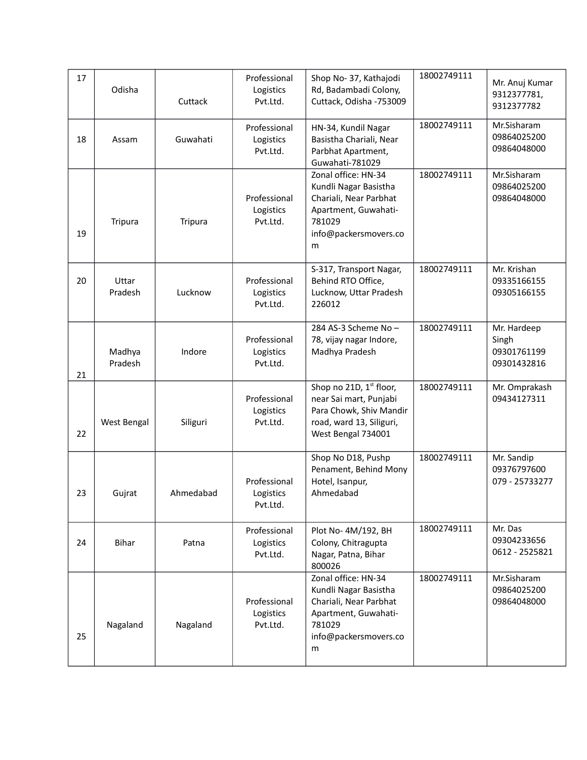| 17 | Odisha | Cuttack | Professional Logistics Pvt.Ltd. | Shop No- 37, Kathajodi Rd, Badambadi Colony, Cuttack, Odisha -753009 | 18002749111 | Mr. Anuj Kumar 9312377781, 9312377782 |
|---|---|---|---|---|---|---|
| 18 | Assam | Guwahati | Professional Logistics Pvt.Ltd. | HN-34, Kundil Nagar Basistha Chariali, Near Parbhat Apartment, Guwahati-781029 | 18002749111 | Mr.Sisharam 09864025200 09864048000 |
| 19 | Tripura | Tripura | Professional Logistics Pvt.Ltd. | Zonal office: HN-34 Kundli Nagar Basistha Chariali, Near Parbhat Apartment, Guwahati-781029 info@packersmovers.com | 18002749111 | Mr.Sisharam 09864025200 09864048000 |
| 20 | Uttar Pradesh | Lucknow | Professional Logistics Pvt.Ltd. | S-317, Transport Nagar, Behind RTO Office, Lucknow, Uttar Pradesh 226012 | 18002749111 | Mr. Krishan 09335166155 09305166155 |
| 21 | Madhya Pradesh | Indore | Professional Logistics Pvt.Ltd. | 284 AS-3 Scheme No – 78, vijay nagar Indore, Madhya Pradesh | 18002749111 | Mr. Hardeep Singh 09301761199 09301432816 |
| 22 | West Bengal | Siliguri | Professional Logistics Pvt.Ltd. | Shop no 21D, 1st floor, near Sai mart, Punjabi Para Chowk, Shiv Mandir road, ward 13, Siliguri, West Bengal 734001 | 18002749111 | Mr. Omprakash 09434127311 |
| 23 | Gujrat | Ahmedabad | Professional Logistics Pvt.Ltd. | Shop No D18, Pushp Penament, Behind Mony Hotel, Isanpur, Ahmedabad | 18002749111 | Mr. Sandip 09376797600 079 - 25733277 |
| 24 | Bihar | Patna | Professional Logistics Pvt.Ltd. | Plot No- 4M/192, BH Colony, Chitragupta Nagar, Patna, Bihar 800026 | 18002749111 | Mr. Das 09304233656 0612 - 2525821 |
| 25 | Nagaland | Nagaland | Professional Logistics Pvt.Ltd. | Zonal office: HN-34 Kundli Nagar Basistha Chariali, Near Parbhat Apartment, Guwahati-781029 info@packersmovers.com | 18002749111 | Mr.Sisharam 09864025200 09864048000 |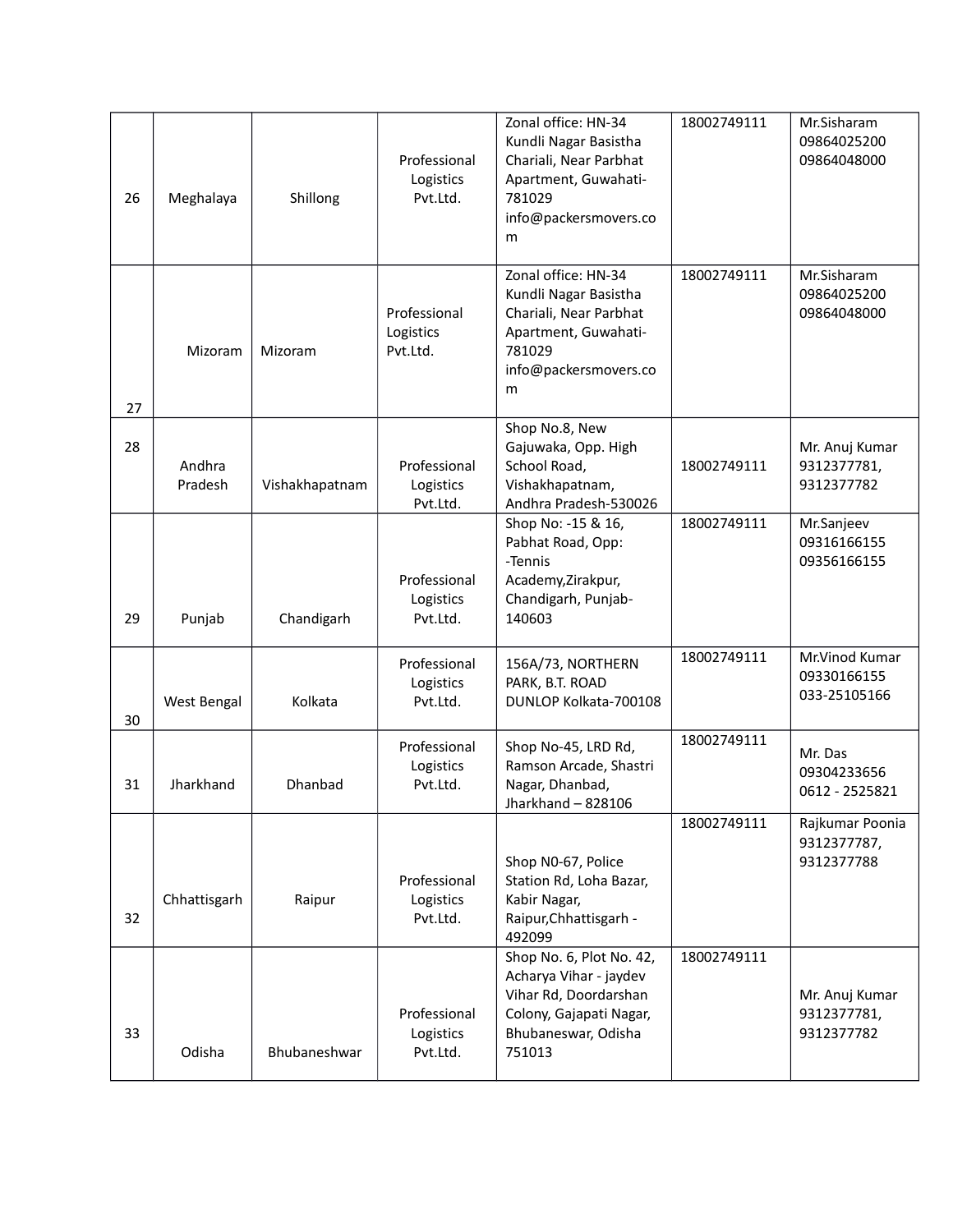| 26 | Meghalaya | Shillong | Professional Logistics Pvt.Ltd. | Zonal office: HN-34 Kundli Nagar Basistha Chariali, Near Parbhat Apartment, Guwahati-781029 info@packersmovers.com | 18002749111 | Mr.Sisharam 09864025200 09864048000 |
|---|---|---|---|---|---|---|
| 27 | Mizoram | Mizoram | Professional Logistics Pvt.Ltd. | Zonal office: HN-34 Kundli Nagar Basistha Chariali, Near Parbhat Apartment, Guwahati-781029 info@packersmovers.com | 18002749111 | Mr.Sisharam 09864025200 09864048000 |
| 28 | Andhra Pradesh | Vishakhapatnam | Professional Logistics Pvt.Ltd. | Shop No.8, New Gajuwaka, Opp. High School Road, Vishakhapatnam, Andhra Pradesh-530026 | 18002749111 | Mr. Anuj Kumar 9312377781, 9312377782 |
| 29 | Punjab | Chandigarh | Professional Logistics Pvt.Ltd. | Shop No: -15 & 16, Pabhat Road, Opp: -Tennis Academy,Zirakpur, Chandigarh, Punjab-140603 | 18002749111 | Mr.Sanjeev 09316166155 09356166155 |
| 30 | West Bengal | Kolkata | Professional Logistics Pvt.Ltd. | 156A/73, NORTHERN PARK, B.T. ROAD DUNLOP Kolkata-700108 | 18002749111 | Mr.Vinod Kumar 09330166155 033-25105166 |
| 31 | Jharkhand | Dhanbad | Professional Logistics Pvt.Ltd. | Shop No-45, LRD Rd, Ramson Arcade, Shastri Nagar, Dhanbad, Jharkhand – 828106 | 18002749111 | Mr. Das 09304233656 0612 - 2525821 |
| 32 | Chhattisgarh | Raipur | Professional Logistics Pvt.Ltd. | Shop N0-67, Police Station Rd, Loha Bazar, Kabir Nagar, Raipur,Chhattisgarh - 492099 | 18002749111 | Rajkumar Poonia 9312377787, 9312377788 |
| 33 | Odisha | Bhubaneshwar | Professional Logistics Pvt.Ltd. | Shop No. 6, Plot No. 42, Acharya Vihar - jaydev Vihar Rd, Doordarshan Colony, Gajapati Nagar, Bhubaneswar, Odisha 751013 | 18002749111 | Mr. Anuj Kumar 9312377781, 9312377782 |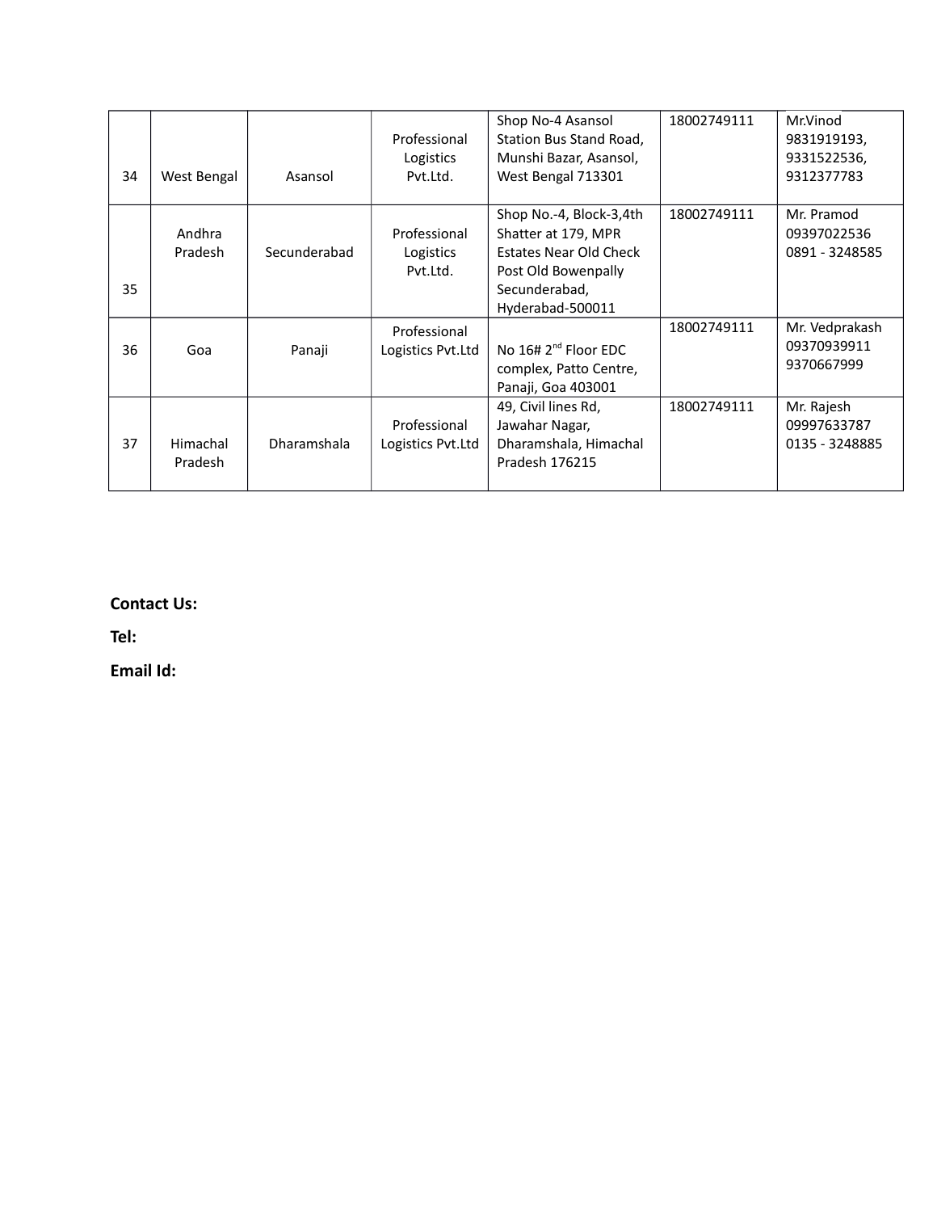| | | | | | | |
|---|---|---|---|---|---|---|
| 34 | West Bengal | Asansol | Professional Logistics Pvt.Ltd. | Shop No-4 Asansol Station Bus Stand Road, Munshi Bazar, Asansol, West Bengal 713301 | 18002749111 | Mr.Vinod 9831919193, 9331522536, 9312377783 |
| 35 | Andhra Pradesh | Secunderabad | Professional Logistics Pvt.Ltd. | Shop No.-4, Block-3,4th Shatter at 179, MPR Estates Near Old Check Post Old Bowenpally Secunderabad, Hyderabad-500011 | 18002749111 | Mr. Pramod 09397022536 0891 - 3248585 |
| 36 | Goa | Panaji | Professional Logistics Pvt.Ltd | No 16# 2nd Floor EDC complex, Patto Centre, Panaji, Goa 403001 | 18002749111 | Mr. Vedprakash 09370939911 9370667999 |
| 37 | Himachal Pradesh | Dharamshala | Professional Logistics Pvt.Ltd | 49, Civil lines Rd, Jawahar Nagar, Dharamshala, Himachal Pradesh 176215 | 18002749111 | Mr. Rajesh 09997633787 0135 - 3248885 |

**Contact Us:**

**Tel:**

**Email Id:**